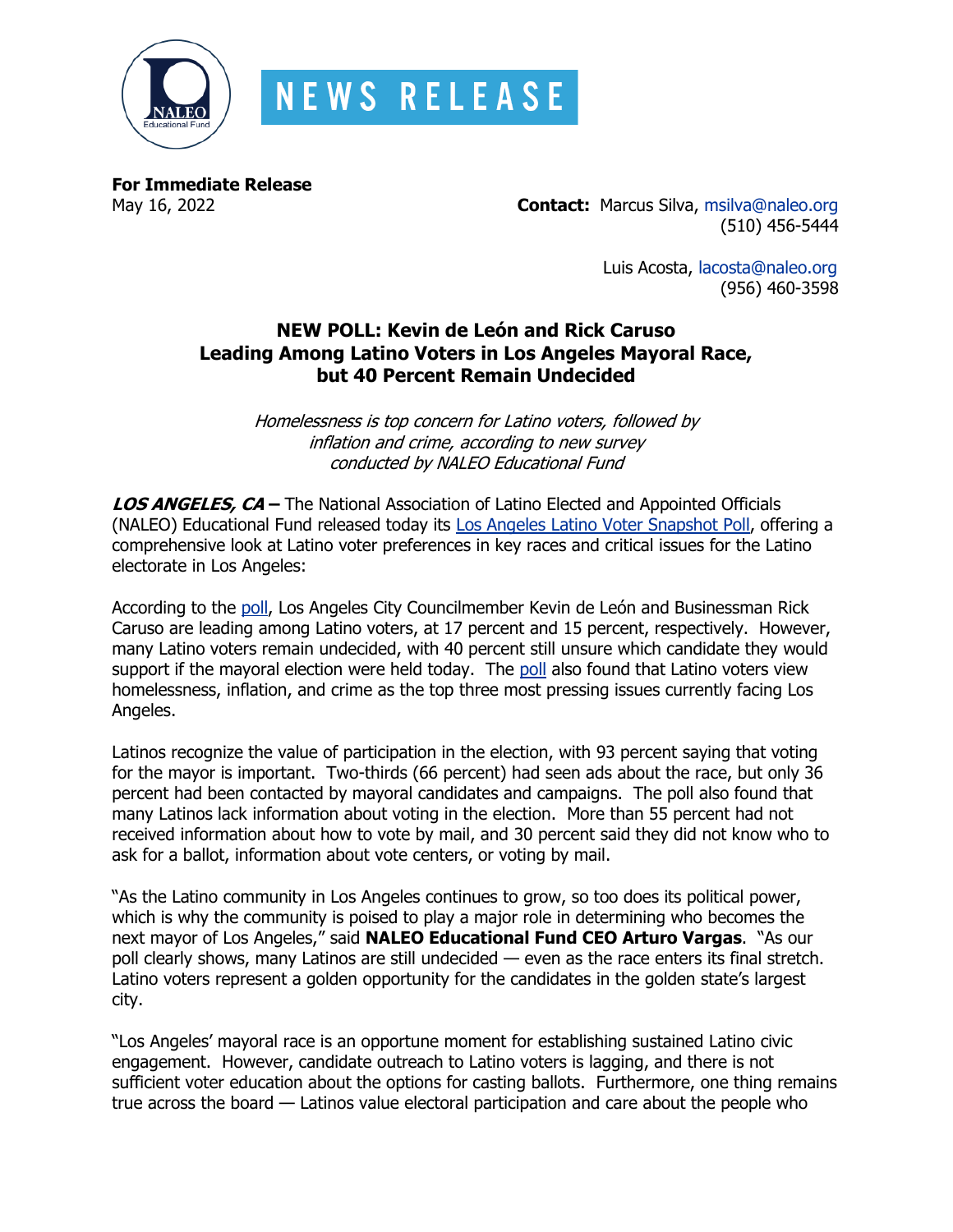NEWS RELEASE

**For Immediate Release**
May 16, 2022

**Contact:** Marcus Silva, msilva@naleo.org
(510) 456-5444

Luis Acosta, lacosta@naleo.org
(956) 460-3598

# NEW POLL: Kevin de León and Rick Caruso Leading Among Latino Voters in Los Angeles Mayoral Race, but 40 Percent Remain Undecided

*Homelessness is top concern for Latino voters, followed by inflation and crime, according to new survey conducted by NALEO Educational Fund*

***LOS ANGELES, CA –*** The National Association of Latino Elected and Appointed Officials (NALEO) Educational Fund released today its Los Angeles Latino Voter Snapshot Poll, offering a comprehensive look at Latino voter preferences in key races and critical issues for the Latino electorate in Los Angeles:

According to the poll, Los Angeles City Councilmember Kevin de León and Businessman Rick Caruso are leading among Latino voters, at 17 percent and 15 percent, respectively. However, many Latino voters remain undecided, with 40 percent still unsure which candidate they would support if the mayoral election were held today. The poll also found that Latino voters view homelessness, inflation, and crime as the top three most pressing issues currently facing Los Angeles.

Latinos recognize the value of participation in the election, with 93 percent saying that voting for the mayor is important. Two-thirds (66 percent) had seen ads about the race, but only 36 percent had been contacted by mayoral candidates and campaigns. The poll also found that many Latinos lack information about voting in the election. More than 55 percent had not received information about how to vote by mail, and 30 percent said they did not know who to ask for a ballot, information about vote centers, or voting by mail.

"As the Latino community in Los Angeles continues to grow, so too does its political power, which is why the community is poised to play a major role in determining who becomes the next mayor of Los Angeles," said **NALEO Educational Fund CEO Arturo Vargas**. "As our poll clearly shows, many Latinos are still undecided — even as the race enters its final stretch. Latino voters represent a golden opportunity for the candidates in the golden state's largest city.

"Los Angeles' mayoral race is an opportune moment for establishing sustained Latino civic engagement. However, candidate outreach to Latino voters is lagging, and there is not sufficient voter education about the options for casting ballots. Furthermore, one thing remains true across the board — Latinos value electoral participation and care about the people who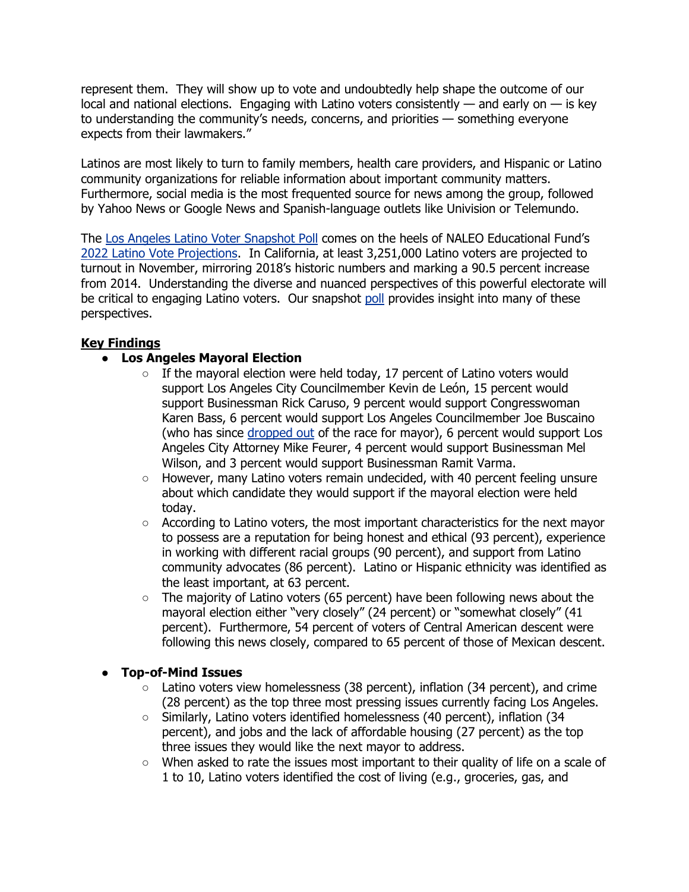represent them. They will show up to vote and undoubtedly help shape the outcome of our local and national elections. Engaging with Latino voters consistently — and early on — is key to understanding the community's needs, concerns, and priorities — something everyone expects from their lawmakers."

Latinos are most likely to turn to family members, health care providers, and Hispanic or Latino community organizations for reliable information about important community matters. Furthermore, social media is the most frequented source for news among the group, followed by Yahoo News or Google News and Spanish-language outlets like Univision or Telemundo.

The Los Angeles Latino Voter Snapshot Poll comes on the heels of NALEO Educational Fund's 2022 Latino Vote Projections. In California, at least 3,251,000 Latino voters are projected to turnout in November, mirroring 2018's historic numbers and marking a 90.5 percent increase from 2014. Understanding the diverse and nuanced perspectives of this powerful electorate will be critical to engaging Latino voters. Our snapshot poll provides insight into many of these perspectives.

**Key Findings**

- **Los Angeles Mayoral Election**
  - If the mayoral election were held today, 17 percent of Latino voters would support Los Angeles City Councilmember Kevin de León, 15 percent would support Businessman Rick Caruso, 9 percent would support Congresswoman Karen Bass, 6 percent would support Los Angeles Councilmember Joe Buscaino (who has since dropped out of the race for mayor), 6 percent would support Los Angeles City Attorney Mike Feurer, 4 percent would support Businessman Mel Wilson, and 3 percent would support Businessman Ramit Varma.
  - However, many Latino voters remain undecided, with 40 percent feeling unsure about which candidate they would support if the mayoral election were held today.
  - According to Latino voters, the most important characteristics for the next mayor to possess are a reputation for being honest and ethical (93 percent), experience in working with different racial groups (90 percent), and support from Latino community advocates (86 percent). Latino or Hispanic ethnicity was identified as the least important, at 63 percent.
  - The majority of Latino voters (65 percent) have been following news about the mayoral election either "very closely" (24 percent) or "somewhat closely" (41 percent). Furthermore, 54 percent of voters of Central American descent were following this news closely, compared to 65 percent of those of Mexican descent.

- **Top-of-Mind Issues**
  - Latino voters view homelessness (38 percent), inflation (34 percent), and crime (28 percent) as the top three most pressing issues currently facing Los Angeles.
  - Similarly, Latino voters identified homelessness (40 percent), inflation (34 percent), and jobs and the lack of affordable housing (27 percent) as the top three issues they would like the next mayor to address.
  - When asked to rate the issues most important to their quality of life on a scale of 1 to 10, Latino voters identified the cost of living (e.g., groceries, gas, and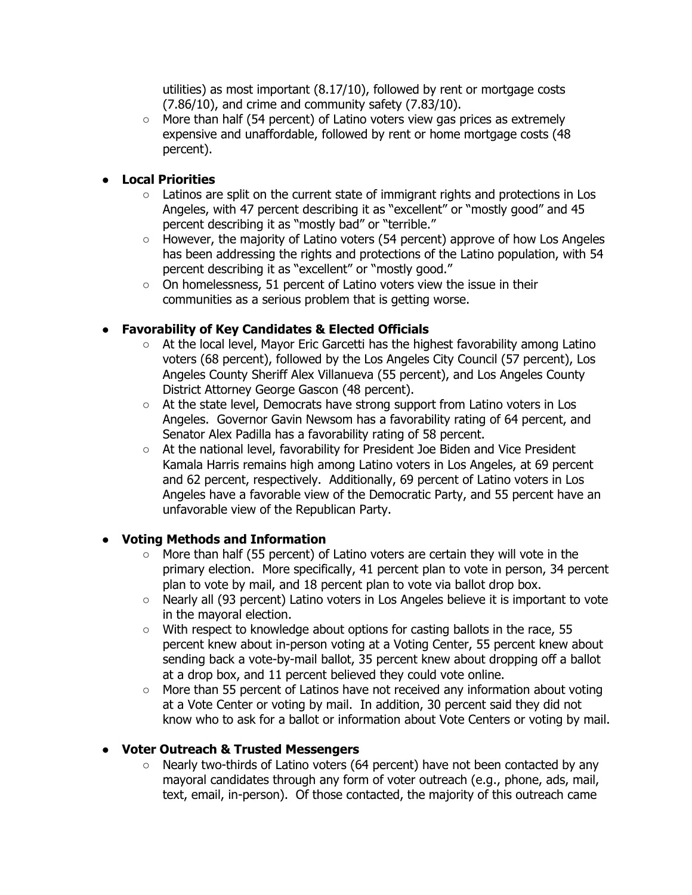- utilities) as most important (8.17/10), followed by rent or mortgage costs (7.86/10), and crime and community safety (7.83/10).
    - More than half (54 percent) of Latino voters view gas prices as extremely expensive and unaffordable, followed by rent or home mortgage costs (48 percent).

- **Local Priorities**
    - Latinos are split on the current state of immigrant rights and protections in Los Angeles, with 47 percent describing it as "excellent" or "mostly good" and 45 percent describing it as "mostly bad" or "terrible."
    - However, the majority of Latino voters (54 percent) approve of how Los Angeles has been addressing the rights and protections of the Latino population, with 54 percent describing it as "excellent" or "mostly good."
    - On homelessness, 51 percent of Latino voters view the issue in their communities as a serious problem that is getting worse.

- **Favorability of Key Candidates & Elected Officials**
    - At the local level, Mayor Eric Garcetti has the highest favorability among Latino voters (68 percent), followed by the Los Angeles City Council (57 percent), Los Angeles County Sheriff Alex Villanueva (55 percent), and Los Angeles County District Attorney George Gascon (48 percent).
    - At the state level, Democrats have strong support from Latino voters in Los Angeles. Governor Gavin Newsom has a favorability rating of 64 percent, and Senator Alex Padilla has a favorability rating of 58 percent.
    - At the national level, favorability for President Joe Biden and Vice President Kamala Harris remains high among Latino voters in Los Angeles, at 69 percent and 62 percent, respectively. Additionally, 69 percent of Latino voters in Los Angeles have a favorable view of the Democratic Party, and 55 percent have an unfavorable view of the Republican Party.

- **Voting Methods and Information**
    - More than half (55 percent) of Latino voters are certain they will vote in the primary election. More specifically, 41 percent plan to vote in person, 34 percent plan to vote by mail, and 18 percent plan to vote via ballot drop box.
    - Nearly all (93 percent) Latino voters in Los Angeles believe it is important to vote in the mayoral election.
    - With respect to knowledge about options for casting ballots in the race, 55 percent knew about in-person voting at a Voting Center, 55 percent knew about sending back a vote-by-mail ballot, 35 percent knew about dropping off a ballot at a drop box, and 11 percent believed they could vote online.
    - More than 55 percent of Latinos have not received any information about voting at a Vote Center or voting by mail. In addition, 30 percent said they did not know who to ask for a ballot or information about Vote Centers or voting by mail.

- **Voter Outreach & Trusted Messengers**
    - Nearly two-thirds of Latino voters (64 percent) have not been contacted by any mayoral candidates through any form of voter outreach (e.g., phone, ads, mail, text, email, in-person). Of those contacted, the majority of this outreach came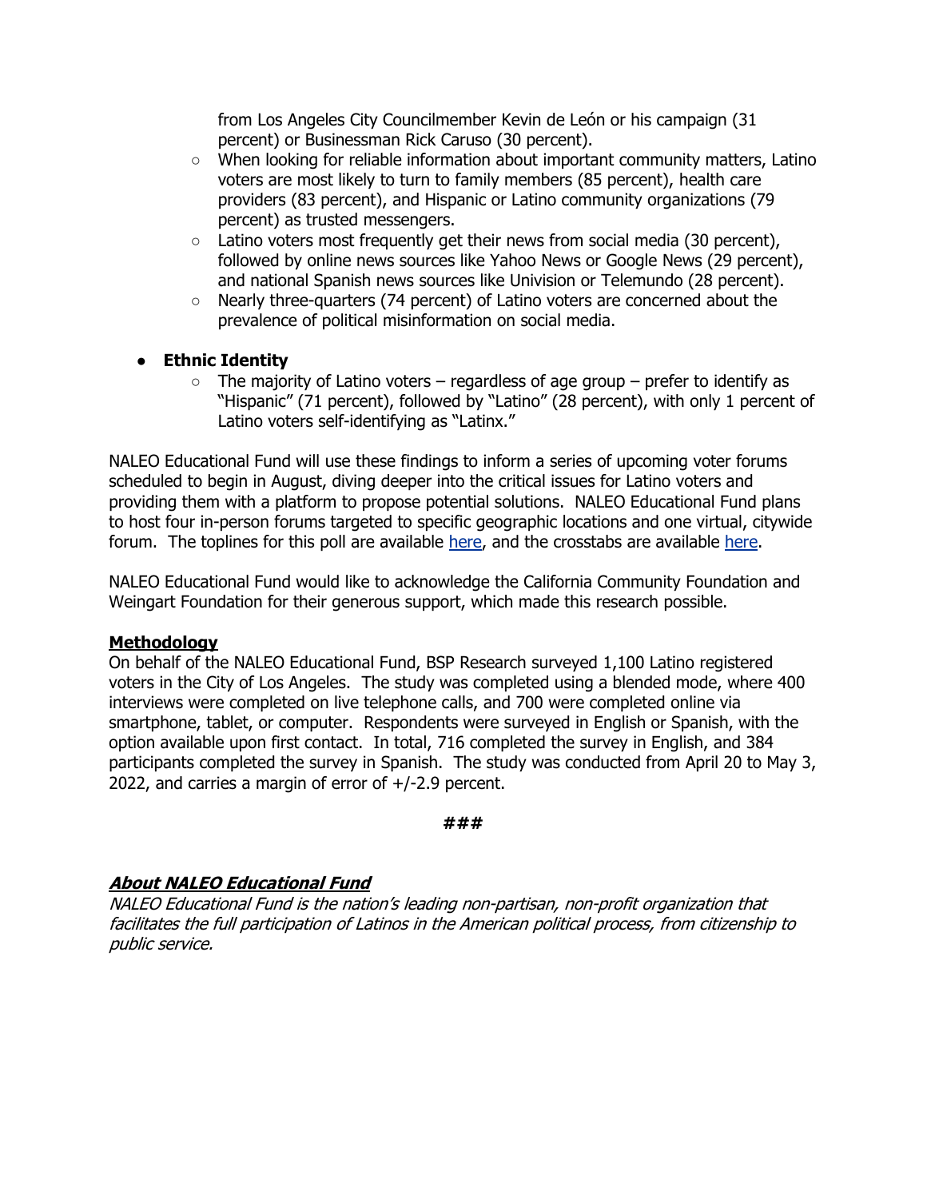from Los Angeles City Councilmember Kevin de León or his campaign (31 percent) or Businessman Rick Caruso (30 percent).
  - When looking for reliable information about important community matters, Latino voters are most likely to turn to family members (85 percent), health care providers (83 percent), and Hispanic or Latino community organizations (79 percent) as trusted messengers.
  - Latino voters most frequently get their news from social media (30 percent), followed by online news sources like Yahoo News or Google News (29 percent), and national Spanish news sources like Univision or Telemundo (28 percent).
  - Nearly three-quarters (74 percent) of Latino voters are concerned about the prevalence of political misinformation on social media.

- **Ethnic Identity**
  - The majority of Latino voters – regardless of age group – prefer to identify as "Hispanic" (71 percent), followed by "Latino" (28 percent), with only 1 percent of Latino voters self-identifying as "Latinx."

NALEO Educational Fund will use these findings to inform a series of upcoming voter forums scheduled to begin in August, diving deeper into the critical issues for Latino voters and providing them with a platform to propose potential solutions. NALEO Educational Fund plans to host four in-person forums targeted to specific geographic locations and one virtual, citywide forum. The toplines for this poll are available here, and the crosstabs are available here.

NALEO Educational Fund would like to acknowledge the California Community Foundation and Weingart Foundation for their generous support, which made this research possible.

**Methodology**

On behalf of the NALEO Educational Fund, BSP Research surveyed 1,100 Latino registered voters in the City of Los Angeles. The study was completed using a blended mode, where 400 interviews were completed on live telephone calls, and 700 were completed online via smartphone, tablet, or computer. Respondents were surveyed in English or Spanish, with the option available upon first contact. In total, 716 completed the survey in English, and 384 participants completed the survey in Spanish. The study was conducted from April 20 to May 3, 2022, and carries a margin of error of +/-2.9 percent.

###

***About NALEO Educational Fund***

*NALEO Educational Fund is the nation's leading non-partisan, non-profit organization that facilitates the full participation of Latinos in the American political process, from citizenship to public service.*